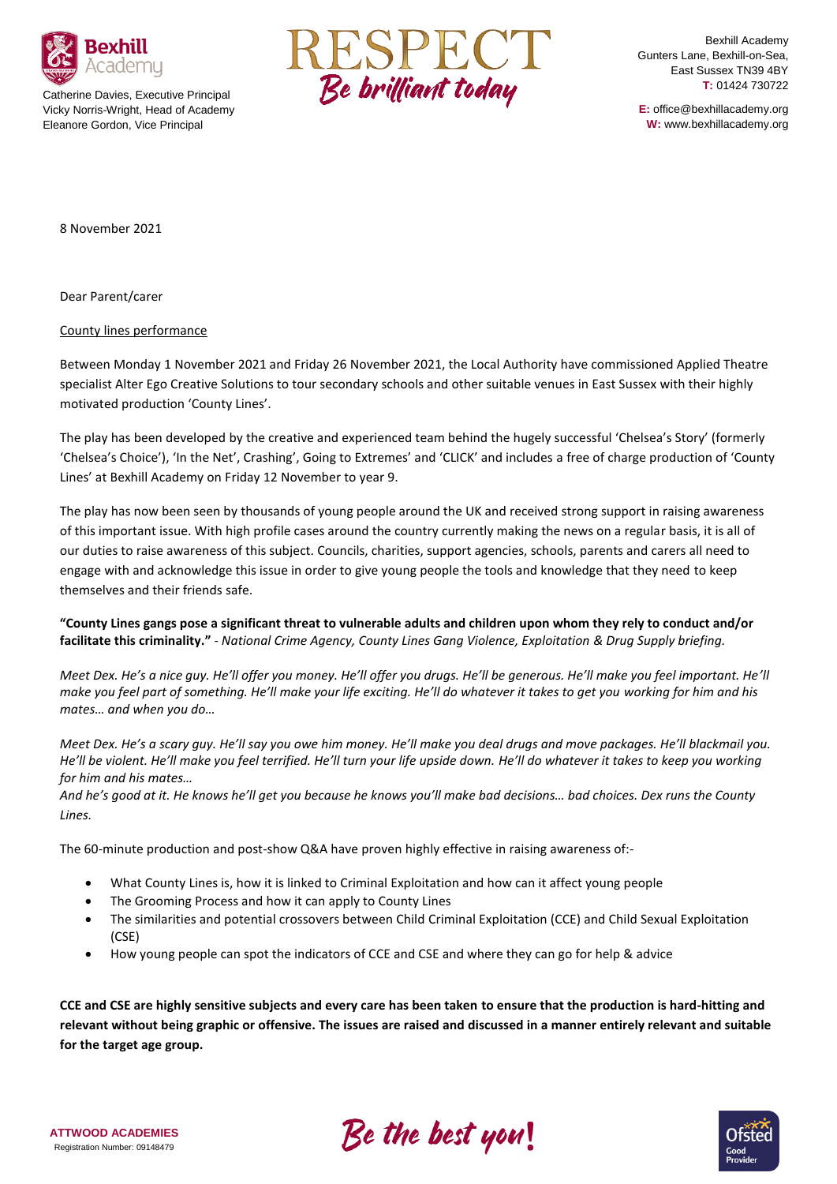Bexhill Academy

Catherine Davies, Executive Principal
Vicky Norris-Wright, Head of Academy
Eleanore Gordon, Vice Principal

RESPECT
Be brilliant today

Bexhill Academy
Gunters Lane, Bexhill-on-Sea,
East Sussex TN39 4BY
T: 01424 730722

E: office@bexhillacademy.org
W: www.bexhillacademy.org

8 November 2021

Dear Parent/carer

County lines performance

Between Monday 1 November 2021 and Friday 26 November 2021, the Local Authority have commissioned Applied Theatre specialist Alter Ego Creative Solutions to tour secondary schools and other suitable venues in East Sussex with their highly motivated production 'County Lines'.

The play has been developed by the creative and experienced team behind the hugely successful 'Chelsea's Story' (formerly 'Chelsea's Choice'), 'In the Net', Crashing', Going to Extremes' and 'CLICK' and includes a free of charge production of 'County Lines' at Bexhill Academy on Friday 12 November to year 9.

The play has now been seen by thousands of young people around the UK and received strong support in raising awareness of this important issue. With high profile cases around the country currently making the news on a regular basis, it is all of our duties to raise awareness of this subject. Councils, charities, support agencies, schools, parents and carers all need to engage with and acknowledge this issue in order to give young people the tools and knowledge that they need to keep themselves and their friends safe.

**"County Lines gangs pose a significant threat to vulnerable adults and children upon whom they rely to conduct and/or facilitate this criminality."** - *National Crime Agency, County Lines Gang Violence, Exploitation & Drug Supply briefing.*

*Meet Dex. He's a nice guy. He'll offer you money. He'll offer you drugs. He'll be generous. He'll make you feel important. He'll make you feel part of something. He'll make your life exciting. He'll do whatever it takes to get you working for him and his mates… and when you do…*

*Meet Dex. He's a scary guy. He'll say you owe him money. He'll make you deal drugs and move packages. He'll blackmail you. He'll be violent. He'll make you feel terrified. He'll turn your life upside down. He'll do whatever it takes to keep you working for him and his mates…*
*And he's good at it. He knows he'll get you because he knows you'll make bad decisions… bad choices. Dex runs the County Lines.*

The 60-minute production and post-show Q&A have proven highly effective in raising awareness of:-

- What County Lines is, how it is linked to Criminal Exploitation and how can it affect young people
- The Grooming Process and how it can apply to County Lines
- The similarities and potential crossovers between Child Criminal Exploitation (CCE) and Child Sexual Exploitation (CSE)
- How young people can spot the indicators of CCE and CSE and where they can go for help & advice

**CCE and CSE are highly sensitive subjects and every care has been taken to ensure that the production is hard-hitting and relevant without being graphic or offensive. The issues are raised and discussed in a manner entirely relevant and suitable for the target age group.**

ATTWOOD ACADEMIES
Registration Number: 09148479

Be the best you!

Ofsted Good Provider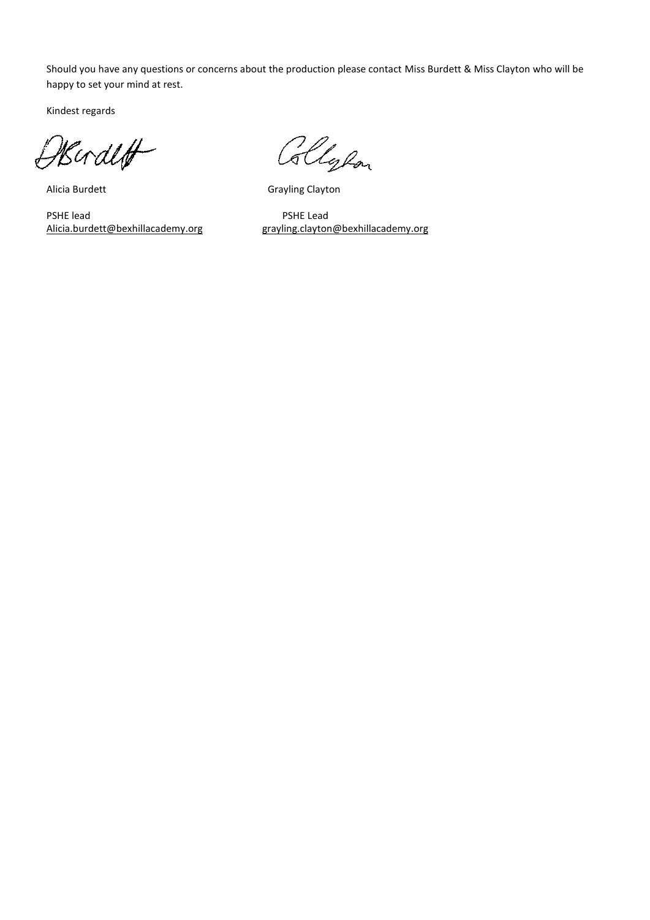Should you have any questions or concerns about the production please contact Miss Burdett & Miss Clayton who will be happy to set your mind at rest.

Kindest regards

| | |
|---|---|
| Alicia Burdett | Grayling Clayton |
| PSHE lead | PSHE Lead |
| Alicia.burdett@bexhillacademy.org | grayling.clayton@bexhillacademy.org |